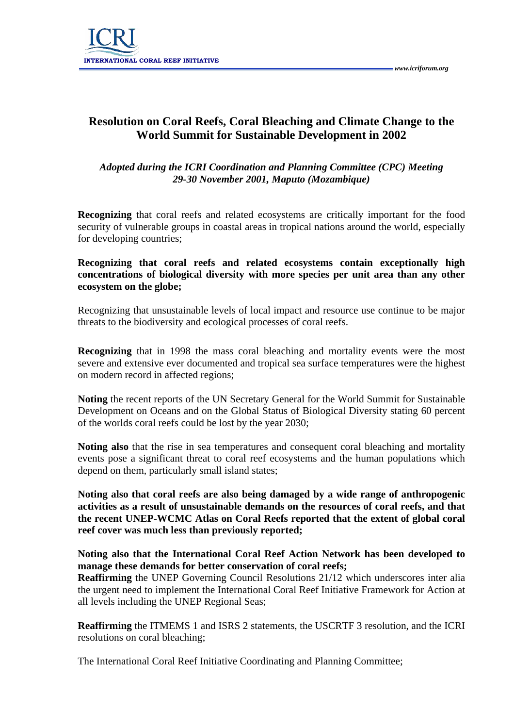# Resolution on Coral Reefs, Coral Bleaching and Climate Change to the World Summit for Sustainable Development in 2002

*Adopted during the ICRI Coordination and Planning Committee (CPC) Meeting 29-30 November 2001, Maputo (Mozambique)*

**Recognizing** that coral reefs and related ecosystems are critically important for the food security of vulnerable groups in coastal areas in tropical nations around the world, especially for developing countries;

**Recognizing that coral reefs and related ecosystems contain exceptionally high concentrations of biological diversity with more species per unit area than any other ecosystem on the globe;**

Recognizing that unsustainable levels of local impact and resource use continue to be major threats to the biodiversity and ecological processes of coral reefs.

**Recognizing** that in 1998 the mass coral bleaching and mortality events were the most severe and extensive ever documented and tropical sea surface temperatures were the highest on modern record in affected regions;

**Noting** the recent reports of the UN Secretary General for the World Summit for Sustainable Development on Oceans and on the Global Status of Biological Diversity stating 60 percent of the worlds coral reefs could be lost by the year 2030;

**Noting also** that the rise in sea temperatures and consequent coral bleaching and mortality events pose a significant threat to coral reef ecosystems and the human populations which depend on them, particularly small island states;

**Noting also that coral reefs are also being damaged by a wide range of anthropogenic activities as a result of unsustainable demands on the resources of coral reefs, and that the recent UNEP-WCMC Atlas on Coral Reefs reported that the extent of global coral reef cover was much less than previously reported;**

**Noting also that the International Coral Reef Action Network has been developed to manage these demands for better conservation of coral reefs;**

**Reaffirming** the UNEP Governing Council Resolutions 21/12 which underscores inter alia the urgent need to implement the International Coral Reef Initiative Framework for Action at all levels including the UNEP Regional Seas;

**Reaffirming** the ITMEMS 1 and ISRS 2 statements, the USCRTF 3 resolution, and the ICRI resolutions on coral bleaching;

The International Coral Reef Initiative Coordinating and Planning Committee;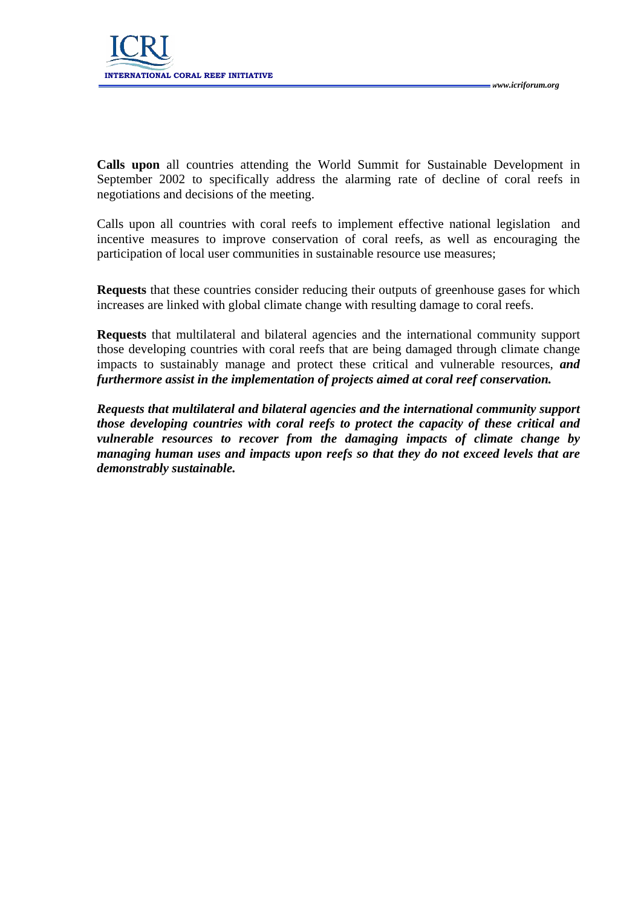**Calls upon** all countries attending the World Summit for Sustainable Development in September 2002 to specifically address the alarming rate of decline of coral reefs in negotiations and decisions of the meeting.

Calls upon all countries with coral reefs to implement effective national legislation and incentive measures to improve conservation of coral reefs, as well as encouraging the participation of local user communities in sustainable resource use measures;

**Requests** that these countries consider reducing their outputs of greenhouse gases for which increases are linked with global climate change with resulting damage to coral reefs.

**Requests** that multilateral and bilateral agencies and the international community support those developing countries with coral reefs that are being damaged through climate change impacts to sustainably manage and protect these critical and vulnerable resources, ***and furthermore assist in the implementation of projects aimed at coral reef conservation.***

***Requests that multilateral and bilateral agencies and the international community support those developing countries with coral reefs to protect the capacity of these critical and vulnerable resources to recover from the damaging impacts of climate change by managing human uses and impacts upon reefs so that they do not exceed levels that are demonstrably sustainable.***